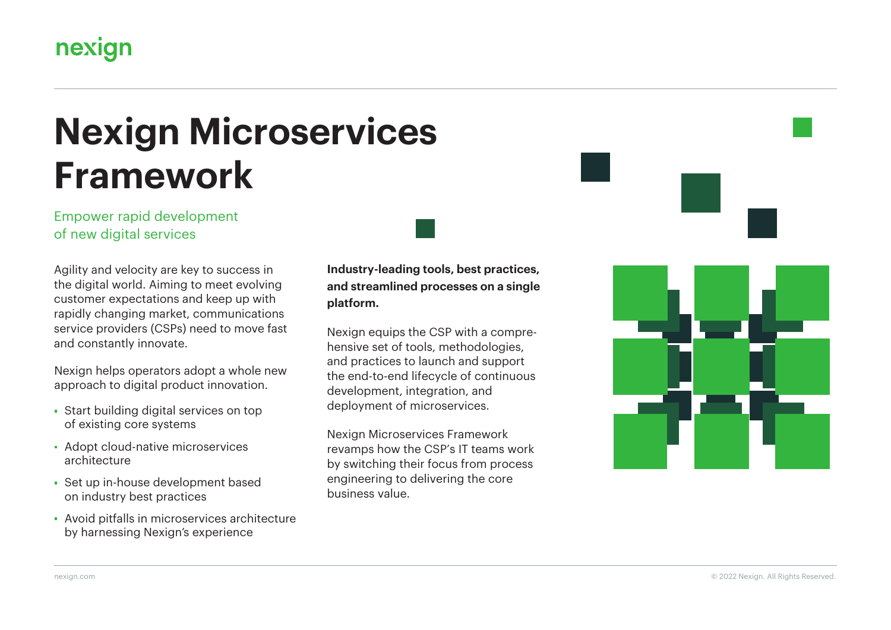nexign

# Nexign Microservices Framework

Empower rapid development of new digital services

Agility and velocity are key to success in the digital world. Aiming to meet evolving customer expectations and keep up with rapidly changing market, communications service providers (CSPs) need to move fast and constantly innovate.

Nexign helps operators adopt a whole new approach to digital product innovation.

- Start building digital services on top of existing core systems
- Adopt cloud-native microservices architecture
- Set up in-house development based on industry best practices
- Avoid pitfalls in microservices architecture by harnessing Nexign's experience

**Industry-leading tools, best practices, and streamlined processes on a single platform.**

Nexign equips the CSP with a comprehensive set of tools, methodologies, and practices to launch and support the end-to-end lifecycle of continuous development, integration, and deployment of microservices.

Nexign Microservices Framework revamps how the CSP's IT teams work by switching their focus from process engineering to delivering the core business value.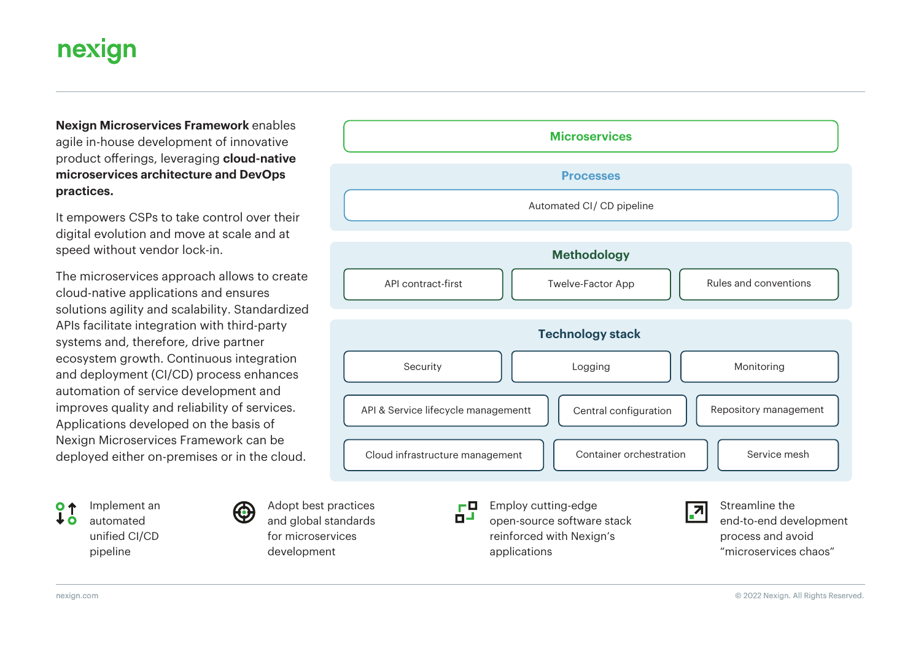**Nexign Microservices Framework** enables agile in-house development of innovative product offerings, leveraging **cloud-native microservices architecture and DevOps practices.**

It empowers CSPs to take control over their digital evolution and move at scale and at speed without vendor lock-in.

The microservices approach allows to create cloud-native applications and ensures solutions agility and scalability. Standardized APIs facilitate integration with third-party systems and, therefore, drive partner ecosystem growth. Continuous integration and deployment (CI/CD) process enhances automation of service development and improves quality and reliability of services. Applications developed on the basis of Nexign Microservices Framework can be deployed either on-premises or in the cloud.

## Microservices

### Processes

- Automated CI/ CD pipeline

### Methodology

- API contract-first
- Twelve-Factor App
- Rules and conventions

### Technology stack

- Security
- Logging
- Monitoring
- API & Service lifecycle managementt
- Central configuration
- Repository management
- Cloud infrastructure management
- Container orchestration
- Service mesh

---

- Implement an automated unified CI/CD pipeline
- Adopt best practices and global standards for microservices development
- Employ cutting-edge open-source software stack reinforced with Nexign's applications
- Streamline the end-to-end development process and avoid "microservices chaos"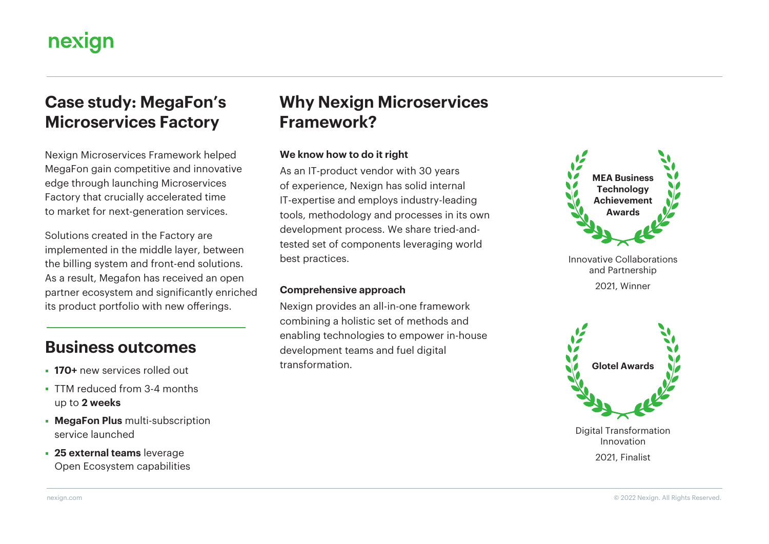nexign

## Case study: MegaFon's Microservices Factory

Nexign Microservices Framework helped MegaFon gain competitive and innovative edge through launching Microservices Factory that crucially accelerated time to market for next-generation services.

Solutions created in the Factory are implemented in the middle layer, between the billing system and front-end solutions. As a result, Megafon has received an open partner ecosystem and significantly enriched its product portfolio with new offerings.

## Business outcomes

- **170+** new services rolled out
- TTM reduced from 3-4 months up to **2 weeks**
- **MegaFon Plus** multi-subscription service launched
- **25 external teams** leverage Open Ecosystem capabilities

## Why Nexign Microservices Framework?

**We know how to do it right**

As an IT-product vendor with 30 years of experience, Nexign has solid internal IT-expertise and employs industry-leading tools, methodology and processes in its own development process. We share tried-and-tested set of components leveraging world best practices.

**Comprehensive approach**

Nexign provides an all-in-one framework combining a holistic set of methods and enabling technologies to empower in-house development teams and fuel digital transformation.

**MEA Business Technology Achievement Awards**

Innovative Collaborations and Partnership

2021, Winner

**Glotel Awards**

Digital Transformation Innovation

2021, Finalist

nexign.com

© 2022 Nexign. All Rights Reserved.